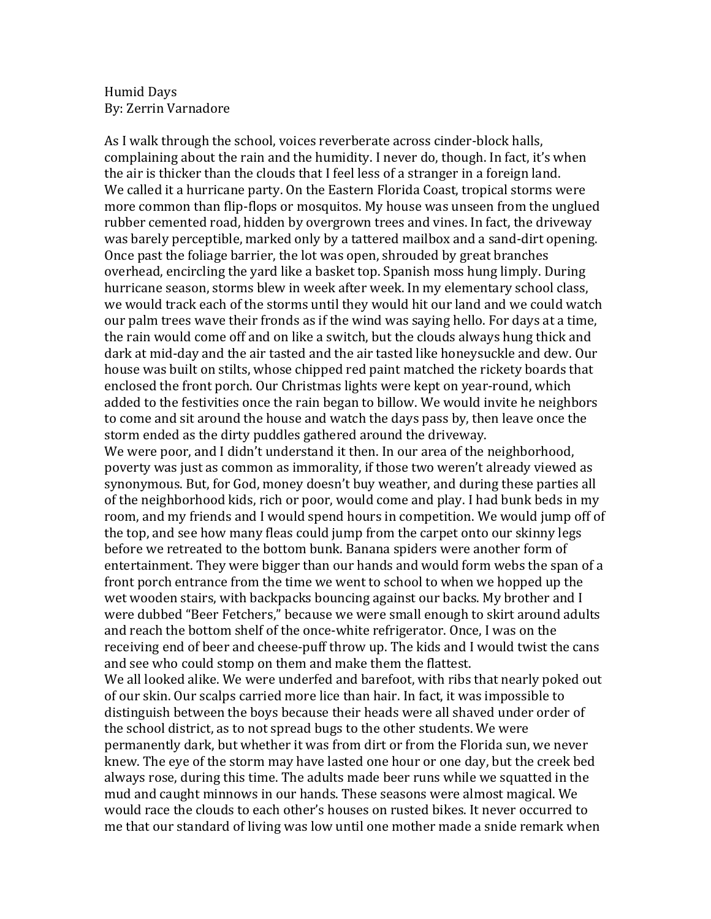Humid Days
By: Zerrin Varnadore

As I walk through the school, voices reverberate across cinder-block halls, complaining about the rain and the humidity. I never do, though. In fact, it's when the air is thicker than the clouds that I feel less of a stranger in a foreign land.

We called it a hurricane party. On the Eastern Florida Coast, tropical storms were more common than flip-flops or mosquitos. My house was unseen from the unglued rubber cemented road, hidden by overgrown trees and vines. In fact, the driveway was barely perceptible, marked only by a tattered mailbox and a sand-dirt opening. Once past the foliage barrier, the lot was open, shrouded by great branches overhead, encircling the yard like a basket top. Spanish moss hung limply. During hurricane season, storms blew in week after week. In my elementary school class, we would track each of the storms until they would hit our land and we could watch our palm trees wave their fronds as if the wind was saying hello. For days at a time, the rain would come off and on like a switch, but the clouds always hung thick and dark at mid-day and the air tasted and the air tasted like honeysuckle and dew. Our house was built on stilts, whose chipped red paint matched the rickety boards that enclosed the front porch. Our Christmas lights were kept on year-round, which added to the festivities once the rain began to billow. We would invite he neighbors to come and sit around the house and watch the days pass by, then leave once the storm ended as the dirty puddles gathered around the driveway.

We were poor, and I didn't understand it then. In our area of the neighborhood, poverty was just as common as immorality, if those two weren't already viewed as synonymous. But, for God, money doesn't buy weather, and during these parties all of the neighborhood kids, rich or poor, would come and play. I had bunk beds in my room, and my friends and I would spend hours in competition. We would jump off of the top, and see how many fleas could jump from the carpet onto our skinny legs before we retreated to the bottom bunk. Banana spiders were another form of entertainment. They were bigger than our hands and would form webs the span of a front porch entrance from the time we went to school to when we hopped up the wet wooden stairs, with backpacks bouncing against our backs. My brother and I were dubbed "Beer Fetchers," because we were small enough to skirt around adults and reach the bottom shelf of the once-white refrigerator. Once, I was on the receiving end of beer and cheese-puff throw up. The kids and I would twist the cans and see who could stomp on them and make them the flattest.

We all looked alike. We were underfed and barefoot, with ribs that nearly poked out of our skin. Our scalps carried more lice than hair. In fact, it was impossible to distinguish between the boys because their heads were all shaved under order of the school district, as to not spread bugs to the other students. We were permanently dark, but whether it was from dirt or from the Florida sun, we never knew. The eye of the storm may have lasted one hour or one day, but the creek bed always rose, during this time. The adults made beer runs while we squatted in the mud and caught minnows in our hands. These seasons were almost magical. We would race the clouds to each other's houses on rusted bikes. It never occurred to me that our standard of living was low until one mother made a snide remark when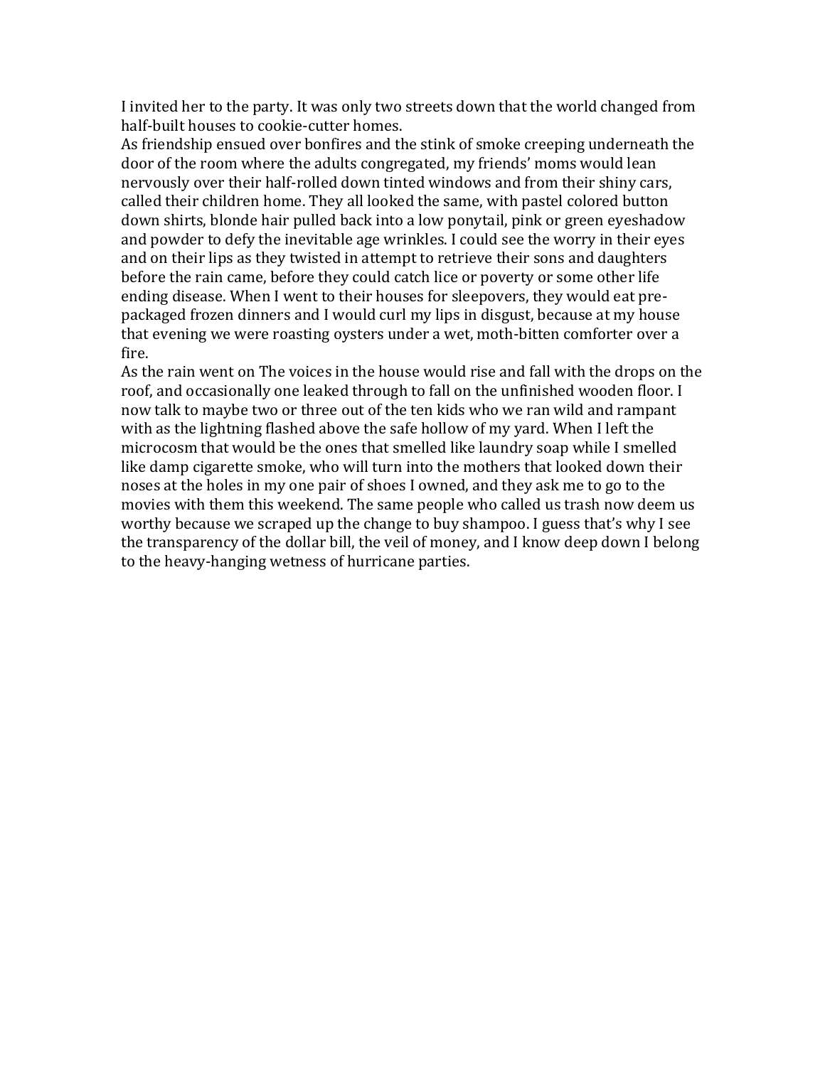I invited her to the party. It was only two streets down that the world changed from half-built houses to cookie-cutter homes.

As friendship ensued over bonfires and the stink of smoke creeping underneath the door of the room where the adults congregated, my friends' moms would lean nervously over their half-rolled down tinted windows and from their shiny cars, called their children home. They all looked the same, with pastel colored button down shirts, blonde hair pulled back into a low ponytail, pink or green eyeshadow and powder to defy the inevitable age wrinkles. I could see the worry in their eyes and on their lips as they twisted in attempt to retrieve their sons and daughters before the rain came, before they could catch lice or poverty or some other life ending disease. When I went to their houses for sleepovers, they would eat pre-packaged frozen dinners and I would curl my lips in disgust, because at my house that evening we were roasting oysters under a wet, moth-bitten comforter over a fire.

As the rain went on The voices in the house would rise and fall with the drops on the roof, and occasionally one leaked through to fall on the unfinished wooden floor. I now talk to maybe two or three out of the ten kids who we ran wild and rampant with as the lightning flashed above the safe hollow of my yard. When I left the microcosm that would be the ones that smelled like laundry soap while I smelled like damp cigarette smoke, who will turn into the mothers that looked down their noses at the holes in my one pair of shoes I owned, and they ask me to go to the movies with them this weekend. The same people who called us trash now deem us worthy because we scraped up the change to buy shampoo. I guess that's why I see the transparency of the dollar bill, the veil of money, and I know deep down I belong to the heavy-hanging wetness of hurricane parties.